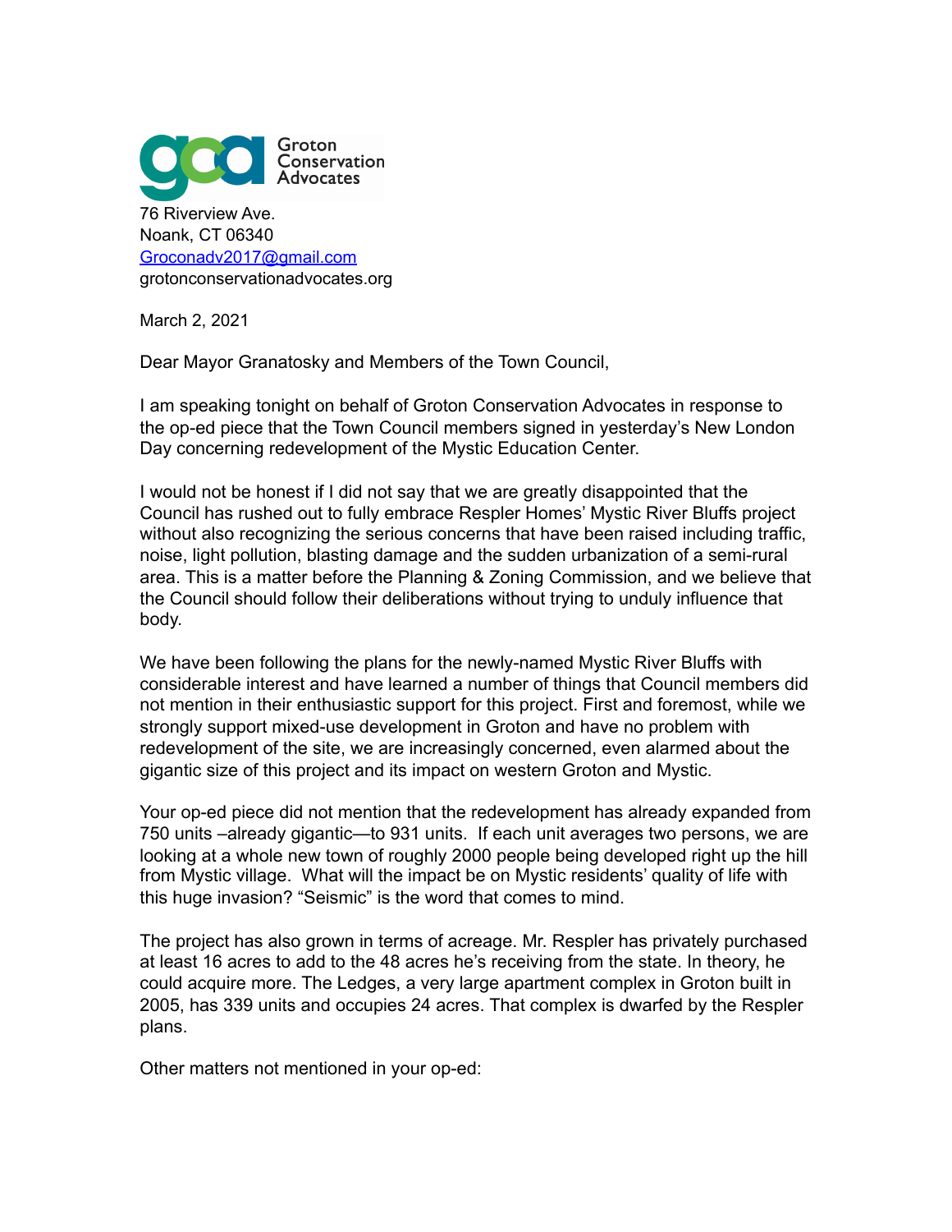Groton Conservation Advocates

76 Riverview Ave.
Noank, CT 06340
Groconadv2017@gmail.com
grotonconservationadvocates.org

March 2, 2021

Dear Mayor Granatosky and Members of the Town Council,

I am speaking tonight on behalf of Groton Conservation Advocates in response to the op-ed piece that the Town Council members signed in yesterday's New London Day concerning redevelopment of the Mystic Education Center.

I would not be honest if I did not say that we are greatly disappointed that the Council has rushed out to fully embrace Respler Homes' Mystic River Bluffs project without also recognizing the serious concerns that have been raised including traffic, noise, light pollution, blasting damage and the sudden urbanization of a semi-rural area. This is a matter before the Planning & Zoning Commission, and we believe that the Council should follow their deliberations without trying to unduly influence that body.

We have been following the plans for the newly-named Mystic River Bluffs with considerable interest and have learned a number of things that Council members did not mention in their enthusiastic support for this project. First and foremost, while we strongly support mixed-use development in Groton and have no problem with redevelopment of the site, we are increasingly concerned, even alarmed about the gigantic size of this project and its impact on western Groton and Mystic.

Your op-ed piece did not mention that the redevelopment has already expanded from 750 units –already gigantic—to 931 units. If each unit averages two persons, we are looking at a whole new town of roughly 2000 people being developed right up the hill from Mystic village. What will the impact be on Mystic residents' quality of life with this huge invasion? "Seismic" is the word that comes to mind.

The project has also grown in terms of acreage. Mr. Respler has privately purchased at least 16 acres to add to the 48 acres he's receiving from the state. In theory, he could acquire more. The Ledges, a very large apartment complex in Groton built in 2005, has 339 units and occupies 24 acres. That complex is dwarfed by the Respler plans.

Other matters not mentioned in your op-ed: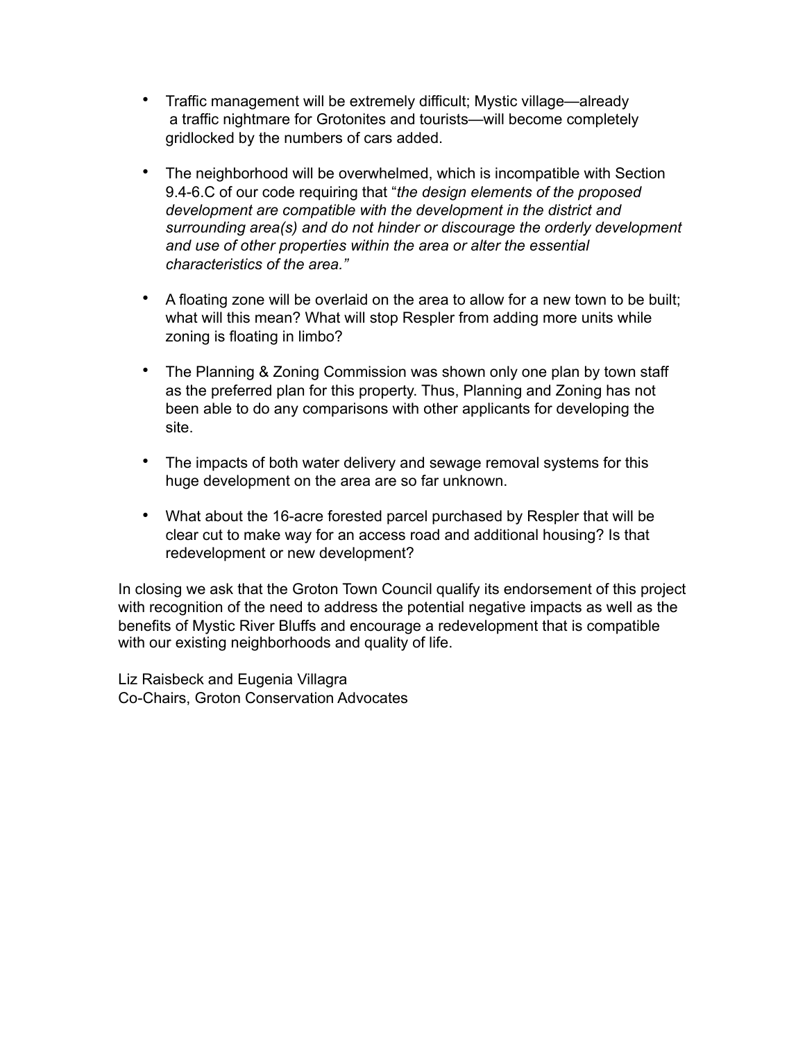- Traffic management will be extremely difficult; Mystic village—already a traffic nightmare for Grotonites and tourists—will become completely gridlocked by the numbers of cars added.

- The neighborhood will be overwhelmed, which is incompatible with Section 9.4-6.C of our code requiring that "*the design elements of the proposed development are compatible with the development in the district and surrounding area(s) and do not hinder or discourage the orderly development and use of other properties within the area or alter the essential characteristics of the area."*

- A floating zone will be overlaid on the area to allow for a new town to be built; what will this mean? What will stop Respler from adding more units while zoning is floating in limbo?

- The Planning & Zoning Commission was shown only one plan by town staff as the preferred plan for this property. Thus, Planning and Zoning has not been able to do any comparisons with other applicants for developing the site.

- The impacts of both water delivery and sewage removal systems for this huge development on the area are so far unknown.

- What about the 16-acre forested parcel purchased by Respler that will be clear cut to make way for an access road and additional housing? Is that redevelopment or new development?

In closing we ask that the Groton Town Council qualify its endorsement of this project with recognition of the need to address the potential negative impacts as well as the benefits of Mystic River Bluffs and encourage a redevelopment that is compatible with our existing neighborhoods and quality of life.

Liz Raisbeck and Eugenia Villagra
Co-Chairs, Groton Conservation Advocates